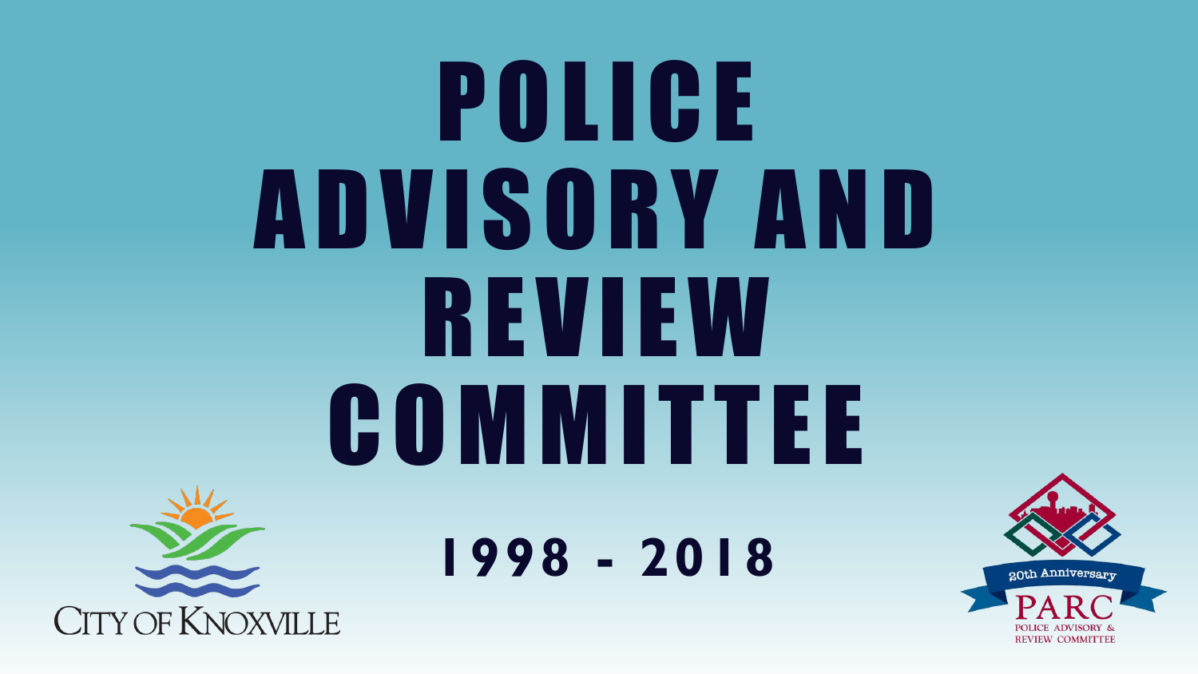# POLICE ADVISORY AND REVIEW COMMITTEE

**1998 - 2018**

CITY OF KNOXVILLE

20th Anniversary

PARC

POLICE ADVISORY & REVIEW COMMITTEE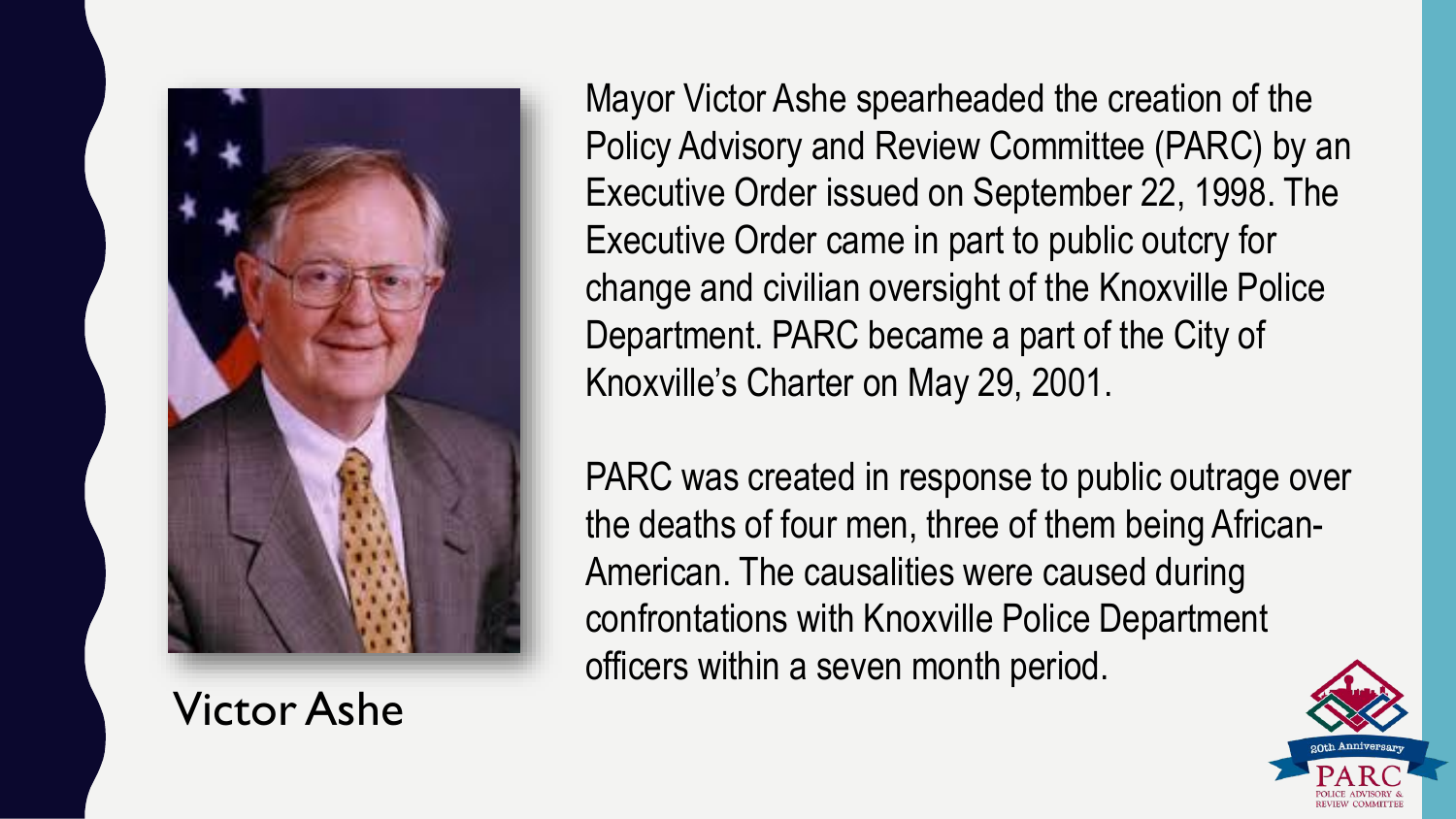Victor Ashe

Mayor Victor Ashe spearheaded the creation of the Policy Advisory and Review Committee (PARC) by an Executive Order issued on September 22, 1998. The Executive Order came in part to public outcry for change and civilian oversight of the Knoxville Police Department. PARC became a part of the City of Knoxville's Charter on May 29, 2001.

PARC was created in response to public outrage over the deaths of four men, three of them being African-American. The causalities were caused during confrontations with Knoxville Police Department officers within a seven month period.

20th Anniversary

PARC

POLICE ADVISORY & REVIEW COMMITTEE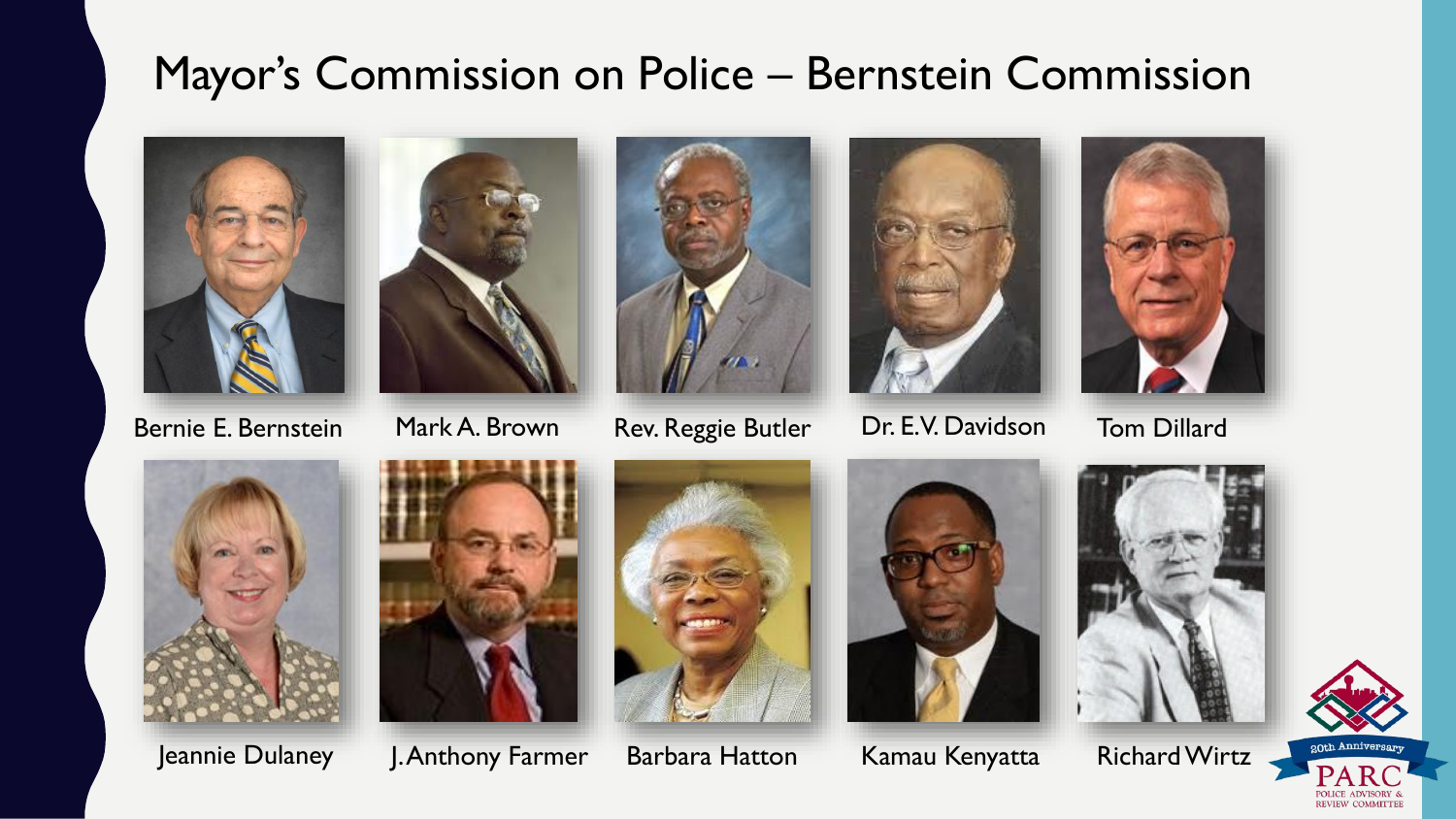# Mayor's Commission on Police – Bernstein Commission

Bernie E. Bernstein

Mark A. Brown

Rev. Reggie Butler

Dr. E.V. Davidson

Tom Dillard

Jeannie Dulaney

J. Anthony Farmer

Barbara Hatton

Kamau Kenyatta

Richard Wirtz

20th Anniversary PARC POLICE ADVISORY & REVIEW COMMITTEE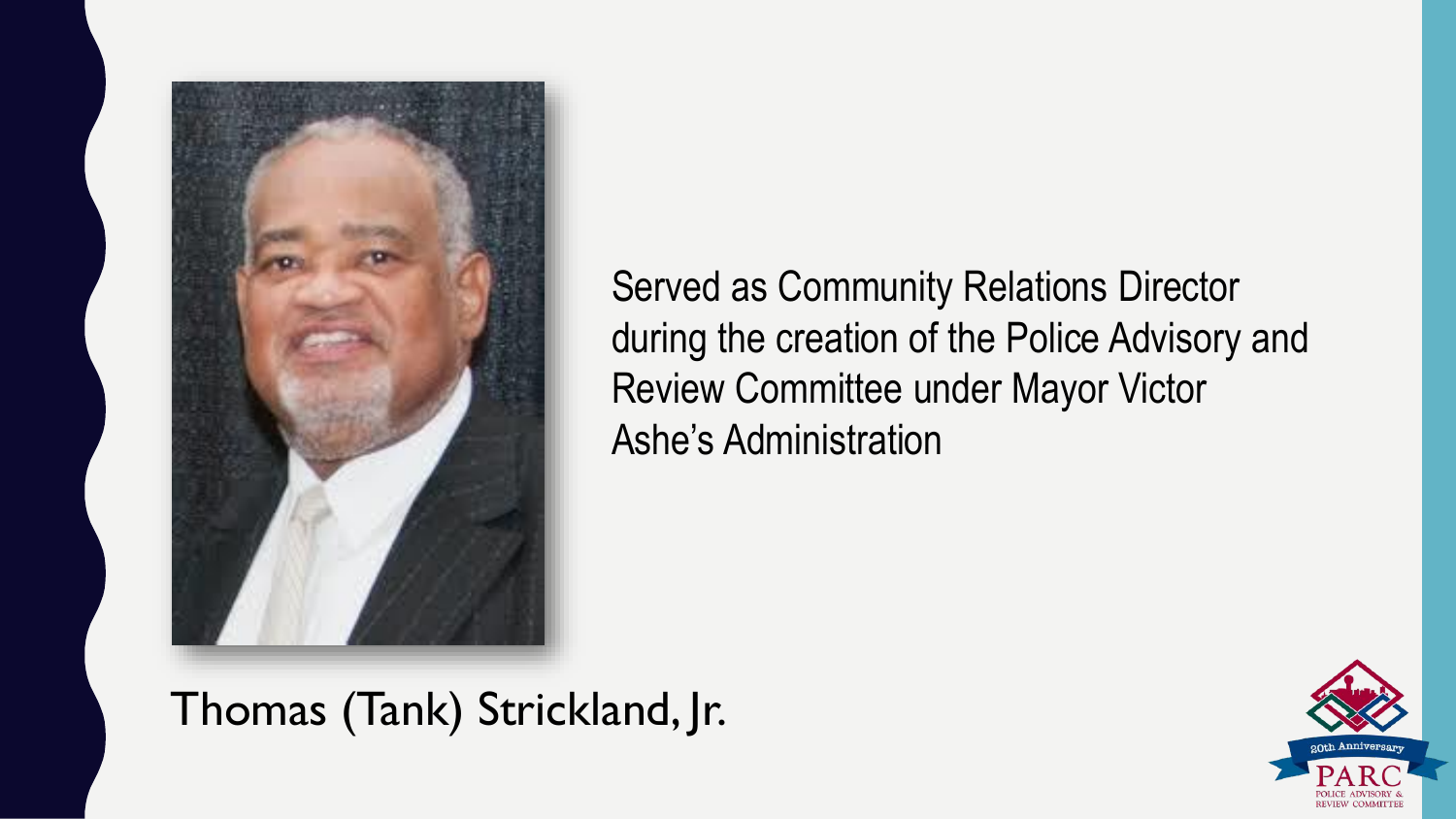Served as Community Relations Director during the creation of the Police Advisory and Review Committee under Mayor Victor Ashe's Administration

Thomas (Tank) Strickland, Jr.

20th Anniversary

PARC

POLICE ADVISORY & REVIEW COMMITTEE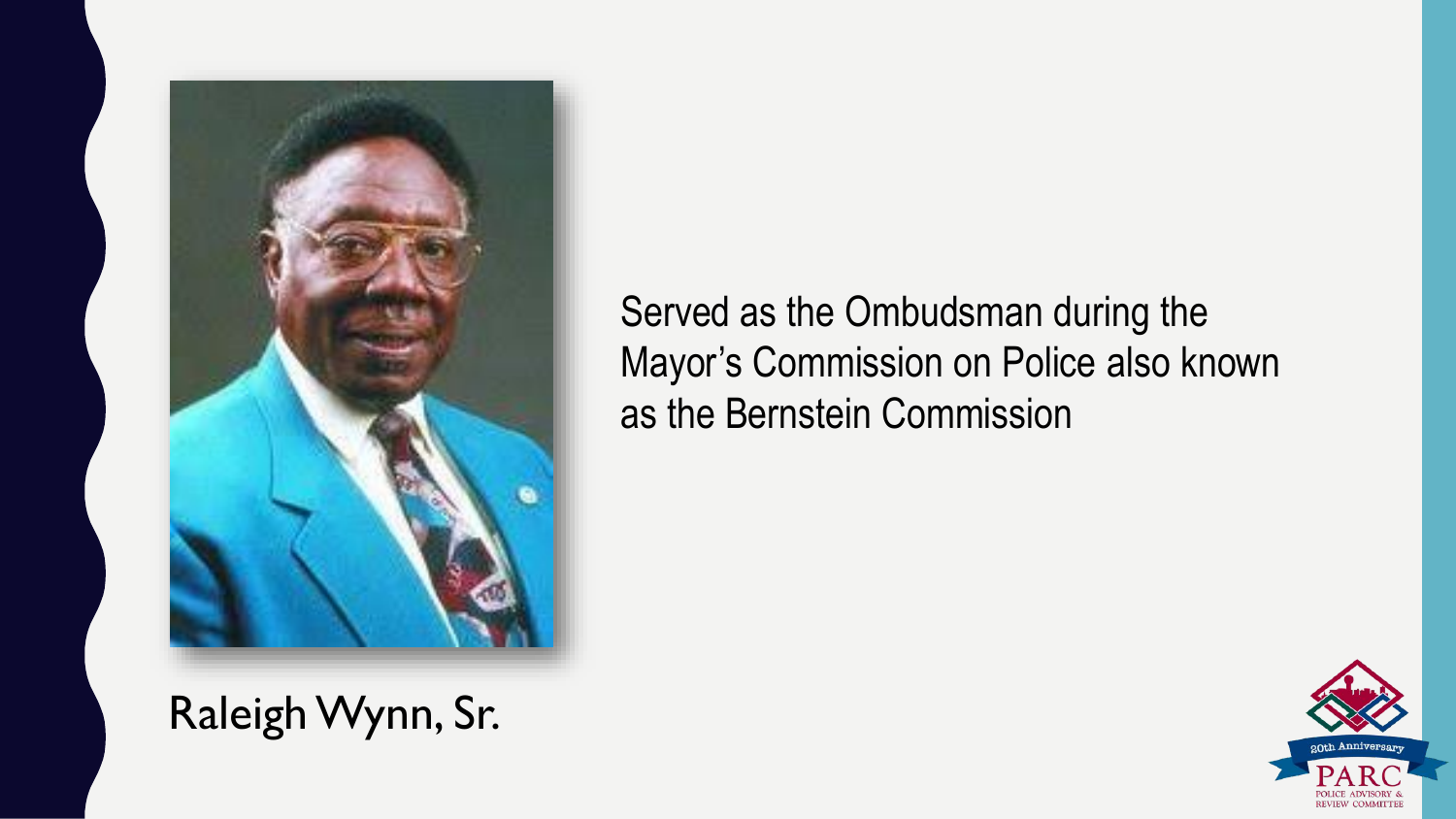Served as the Ombudsman during the Mayor's Commission on Police also known as the Bernstein Commission

Raleigh Wynn, Sr.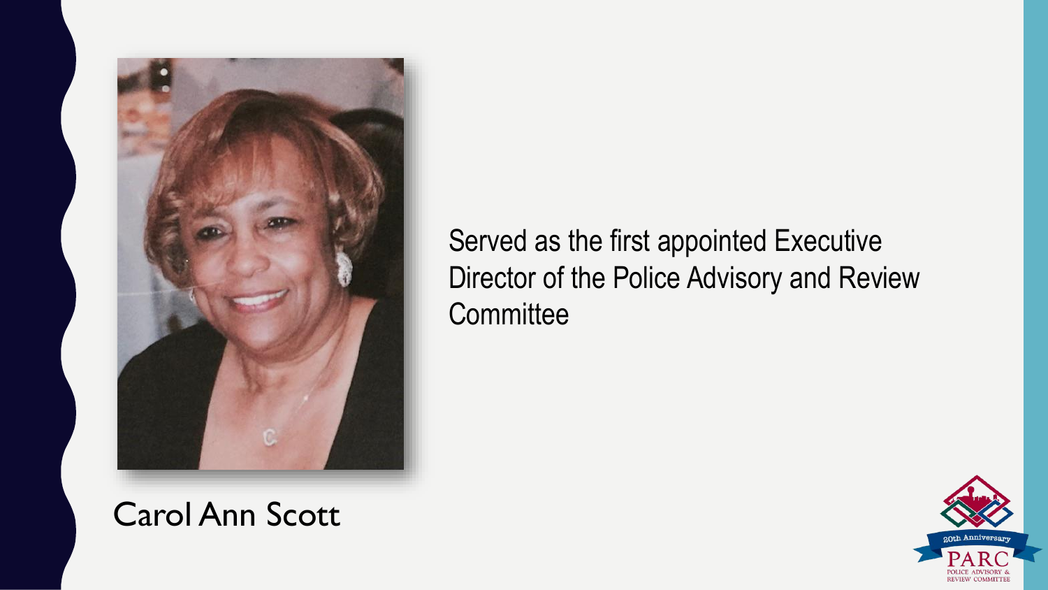Served as the first appointed Executive Director of the Police Advisory and Review Committee

Carol Ann Scott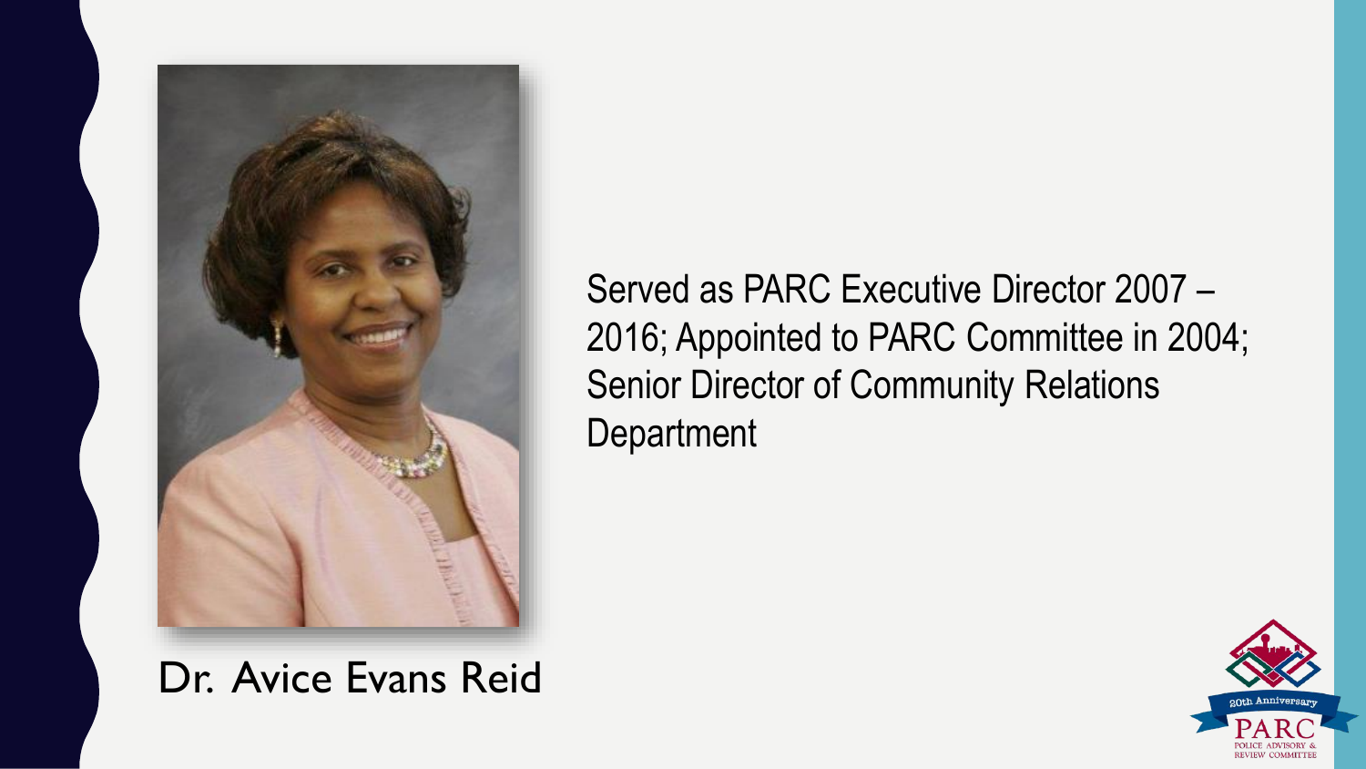Served as PARC Executive Director 2007 – 2016; Appointed to PARC Committee in 2004; Senior Director of Community Relations Department

Dr. Avice Evans Reid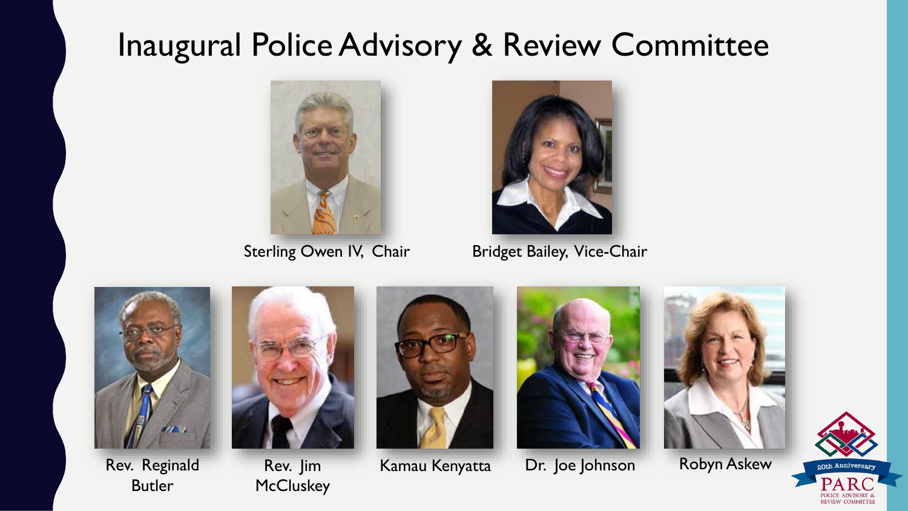# Inaugural Police Advisory & Review Committee

Sterling Owen IV, Chair

Bridget Bailey, Vice-Chair

Rev. Reginald Butler

Rev. Jim McCluskey

Kamau Kenyatta

Dr. Joe Johnson

Robyn Askew

20th Anniversary PARC POLICE ADVISORY & REVIEW COMMITTEE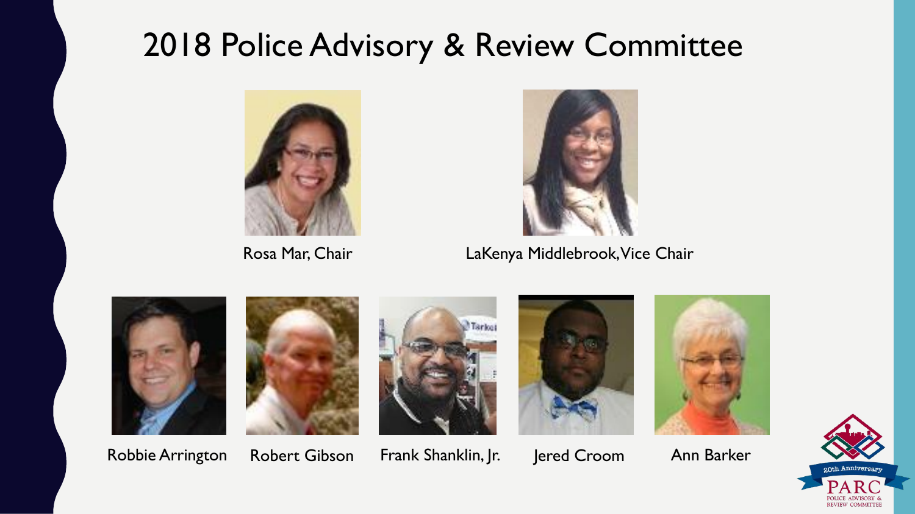# 2018 Police Advisory & Review Committee

Rosa Mar, Chair

LaKenya Middlebrook, Vice Chair

Robbie Arrington

Robert Gibson

Frank Shanklin, Jr.

Jered Croom

Ann Barker

20th Anniversary

PARC

POLICE ADVISORY & REVIEW COMMITTEE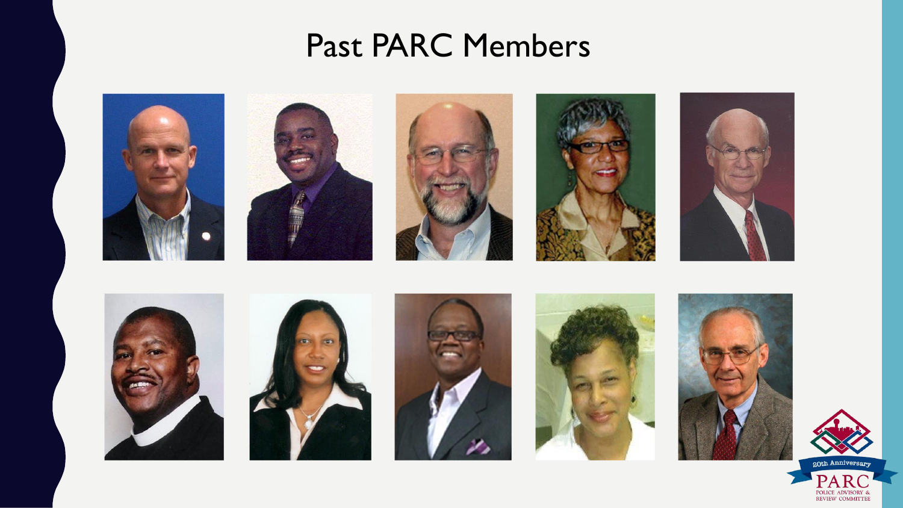# Past PARC Members

20th Anniversary

PARC

POLICE ADVISORY & REVIEW COMMITTEE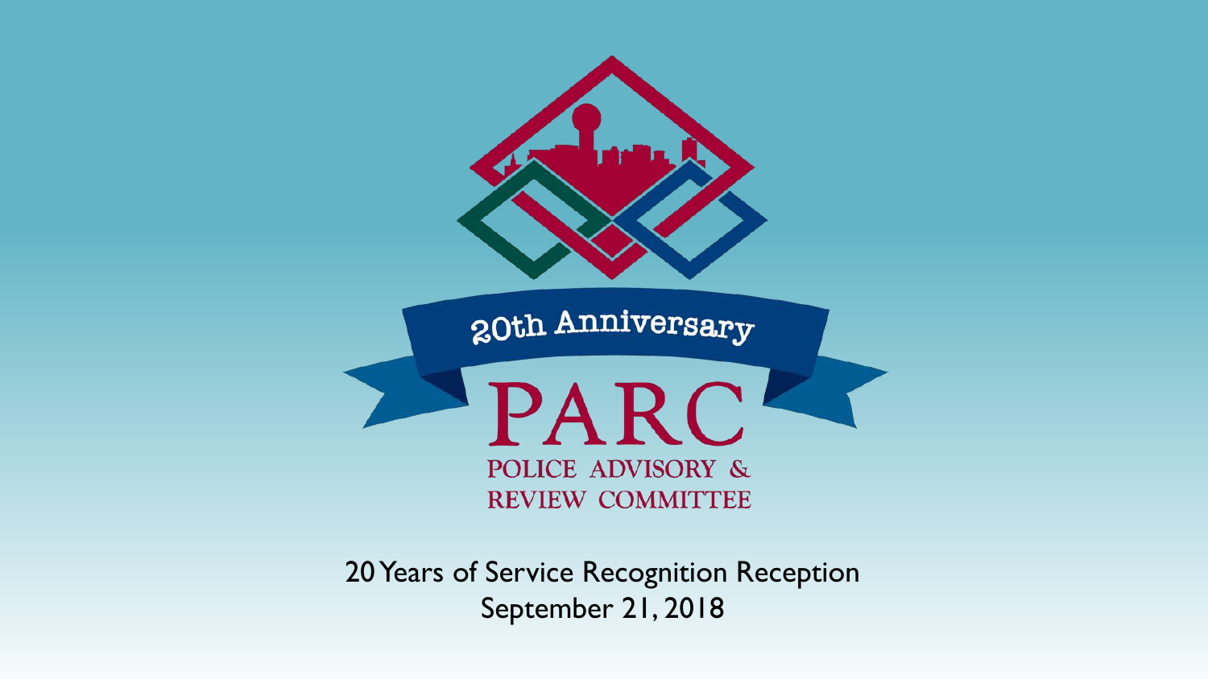20th Anniversary

# PARC

POLICE ADVISORY & REVIEW COMMITTEE

20 Years of Service Recognition Reception

September 21, 2018